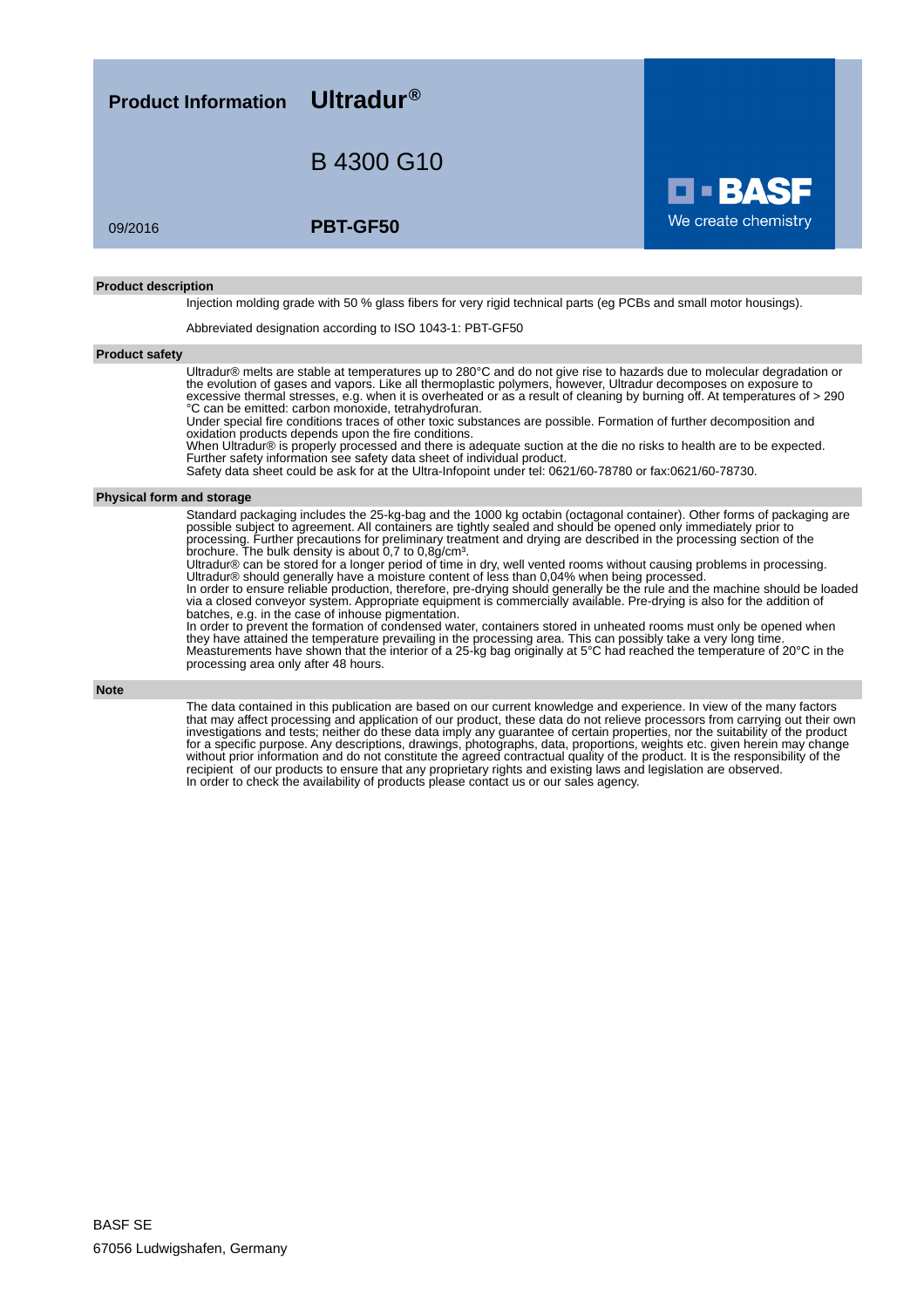# Product Information Ultradur®

## B 4300 G10

**PBT-GF50**

09/2016

BASF
We create chemistry

## Product description

Injection molding grade with 50 % glass fibers for very rigid technical parts (eg PCBs and small motor housings).

Abbreviated designation according to ISO 1043-1: PBT-GF50

## Product safety

Ultradur® melts are stable at temperatures up to 280°C and do not give rise to hazards due to molecular degradation or the evolution of gases and vapors. Like all thermoplastic polymers, however, Ultradur decomposes on exposure to excessive thermal stresses, e.g. when it is overheated or as a result of cleaning by burning off. At temperatures of > 290 °C can be emitted: carbon monoxide, tetrahydrofuran.
Under special fire conditions traces of other toxic substances are possible. Formation of further decomposition and oxidation products depends upon the fire conditions.
When Ultradur® is properly processed and there is adequate suction at the die no risks to health are to be expected.
Further safety information see safety data sheet of individual product.
Safety data sheet could be ask for at the Ultra-Infopoint under tel: 0621/60-78780 or fax:0621/60-78730.

## Physical form and storage

Standard packaging includes the 25-kg-bag and the 1000 kg octabin (octagonal container). Other forms of packaging are possible subject to agreement. All containers are tightly sealed and should be opened only immediately prior to processing. Further precautions for preliminary treatment and drying are described in the processing section of the brochure. The bulk density is about 0,7 to 0,8g/cm³.
Ultradur® can be stored for a longer period of time in dry, well vented rooms without causing problems in processing.
Ultradur® should generally have a moisture content of less than 0,04% when being processed.
In order to ensure reliable production, therefore, pre-drying should generally be the rule and the machine should be loaded via a closed conveyor system. Appropriate equipment is commercially available. Pre-drying is also for the addition of batches, e.g. in the case of inhouse pigmentation.
In order to prevent the formation of condensed water, containers stored in unheated rooms must only be opened when they have attained the temperature prevailing in the processing area. This can possibly take a very long time.
Measurements have shown that the interior of a 25-kg bag originally at 5°C had reached the temperature of 20°C in the processing area only after 48 hours.

## Note

The data contained in this publication are based on our current knowledge and experience. In view of the many factors that may affect processing and application of our product, these data do not relieve processors from carrying out their own investigations and tests; neither do these data imply any guarantee of certain properties, nor the suitability of the product for a specific purpose. Any descriptions, drawings, photographs, data, proportions, weights etc. given herein may change without prior information and do not constitute the agreed contractual quality of the product. It is the responsibility of the recipient of our products to ensure that any proprietary rights and existing laws and legislation are observed.
In order to check the availability of products please contact us or our sales agency.

BASF SE
67056 Ludwigshafen, Germany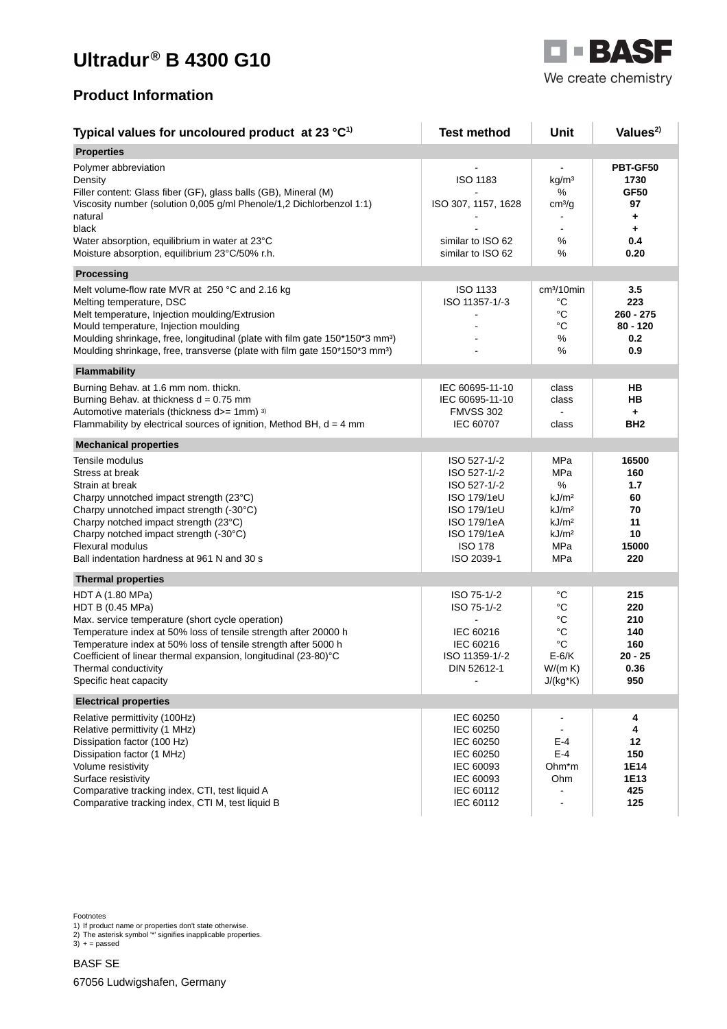# Ultradur® B 4300 G10

## Product Information

| Typical values for uncoloured product at 23 °C[1] | Test method | Unit | Values[2] |
|---|---|---|---|
| **Properties** | | | |
| Polymer abbreviation | - | - | **PBT-GF50** |
| Density | ISO 1183 | kg/m³ | **1730** |
| Filler content: Glass fiber (GF), glass balls (GB), Mineral (M) | - | % | **GF50** |
| Viscosity number (solution 0,005 g/ml Phenole/1,2 Dichlorbenzol 1:1) | ISO 307, 1157, 1628 | cm³/g | **97** |
| natural | - | - | **+** |
| black | - | - | **+** |
| Water absorption, equilibrium in water at 23°C | similar to ISO 62 | % | **0.4** |
| Moisture absorption, equilibrium 23°C/50% r.h. | similar to ISO 62 | % | **0.20** |
| **Processing** | | | |
| Melt volume-flow rate MVR at 250 °C and 2.16 kg | ISO 1133 | cm³/10min | **3.5** |
| Melting temperature, DSC | ISO 11357-1/-3 | °C | **223** |
| Melt temperature, Injection moulding/Extrusion | - | °C | **260 - 275** |
| Mould temperature, Injection moulding | - | °C | **80 - 120** |
| Moulding shrinkage, free, longitudinal (plate with film gate 150*150*3 mm³) | - | % | **0.2** |
| Moulding shrinkage, free, transverse (plate with film gate 150*150*3 mm³) | - | % | **0.9** |
| **Flammability** | | | |
| Burning Behav. at 1.6 mm nom. thickn. | IEC 60695-11-10 | class | **HB** |
| Burning Behav. at thickness d = 0.75 mm | IEC 60695-11-10 | class | **HB** |
| Automotive materials (thickness d>= 1mm) [3] | FMVSS 302 | - | **+** |
| Flammability by electrical sources of ignition, Method BH, d = 4 mm | IEC 60707 | class | **BH2** |
| **Mechanical properties** | | | |
| Tensile modulus | ISO 527-1/-2 | MPa | **16500** |
| Stress at break | ISO 527-1/-2 | MPa | **160** |
| Strain at break | ISO 527-1/-2 | % | **1.7** |
| Charpy unnotched impact strength (23°C) | ISO 179/1eU | kJ/m² | **60** |
| Charpy unnotched impact strength (-30°C) | ISO 179/1eU | kJ/m² | **70** |
| Charpy notched impact strength (23°C) | ISO 179/1eA | kJ/m² | **11** |
| Charpy notched impact strength (-30°C) | ISO 179/1eA | kJ/m² | **10** |
| Flexural modulus | ISO 178 | MPa | **15000** |
| Ball indentation hardness at 961 N and 30 s | ISO 2039-1 | MPa | **220** |
| **Thermal properties** | | | |
| HDT A (1.80 MPa) | ISO 75-1/-2 | °C | **215** |
| HDT B (0.45 MPa) | ISO 75-1/-2 | °C | **220** |
| Max. service temperature (short cycle operation) | - | °C | **210** |
| Temperature index at 50% loss of tensile strength after 20000 h | IEC 60216 | °C | **140** |
| Temperature index at 50% loss of tensile strength after 5000 h | IEC 60216 | °C | **160** |
| Coefficient of linear thermal expansion, longitudinal (23-80)°C | ISO 11359-1/-2 | E-6/K | **20 - 25** |
| Thermal conductivity | DIN 52612-1 | W/(m K) | **0.36** |
| Specific heat capacity | - | J/(kg*K) | **950** |
| **Electrical properties** | | | |
| Relative permittivity (100Hz) | IEC 60250 | - | **4** |
| Relative permittivity (1 MHz) | IEC 60250 | - | **4** |
| Dissipation factor (100 Hz) | IEC 60250 | E-4 | **12** |
| Dissipation factor (1 MHz) | IEC 60250 | E-4 | **150** |
| Volume resistivity | IEC 60093 | Ohm*m | **1E14** |
| Surface resistivity | IEC 60093 | Ohm | **1E13** |
| Comparative tracking index, CTI, test liquid A | IEC 60112 | - | **425** |
| Comparative tracking index, CTI M, test liquid B | IEC 60112 | - | **125** |

Footnotes
1) If product name or properties don't state otherwise.
2) The asterisk symbol '*' signifies inapplicable properties.
3) + = passed

BASF SE

67056 Ludwigshafen, Germany